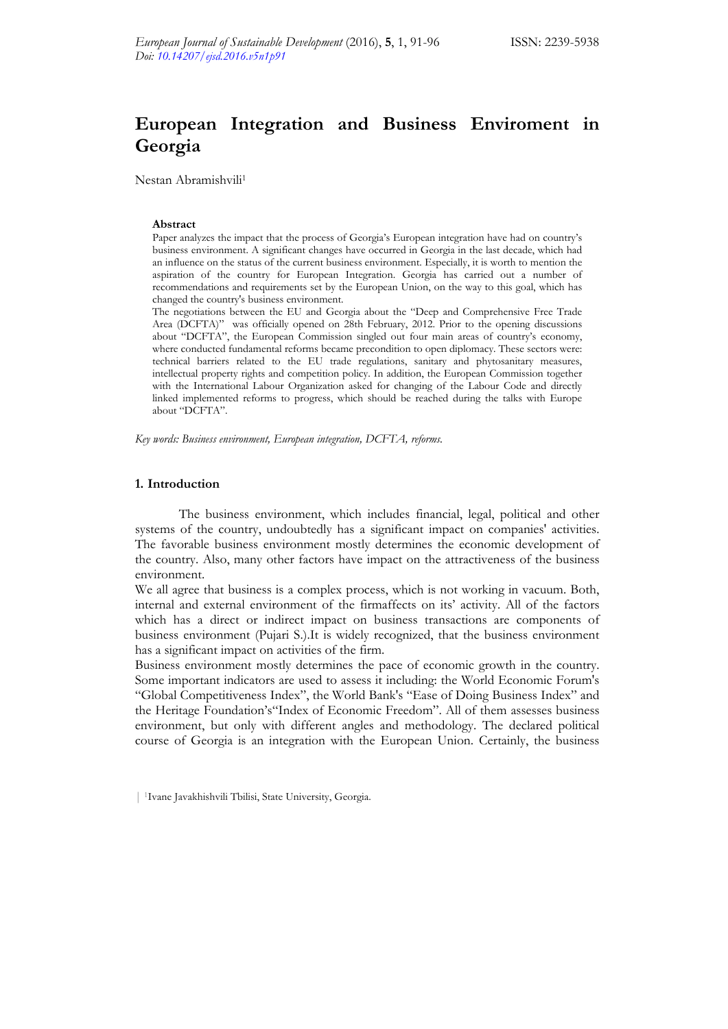# European Integration and Business Enviroment in Georgia

Nestan Abramishvili[1]

### Abstract

Paper analyzes the impact that the process of Georgia's European integration have had on country's business environment. A significant changes have occurred in Georgia in the last decade, which had an influence on the status of the current business environment. Especially, it is worth to mention the aspiration of the country for European Integration. Georgia has carried out a number of recommendations and requirements set by the European Union, on the way to this goal, which has changed the country's business environment.

The negotiations between the EU and Georgia about the "Deep and Comprehensive Free Trade Area (DCFTA)" was officially opened on 28th February, 2012. Prior to the opening discussions about "DCFTA", the European Commission singled out four main areas of country's economy, where conducted fundamental reforms became precondition to open diplomacy. These sectors were: technical barriers related to the EU trade regulations, sanitary and phytosanitary measures, intellectual property rights and competition policy. In addition, the European Commission together with the International Labour Organization asked for changing of the Labour Code and directly linked implemented reforms to progress, which should be reached during the talks with Europe about "DCFTA".

*Key words: Business environment, European integration, DCFTA, reforms.*

## 1. Introduction

The business environment, which includes financial, legal, political and other systems of the country, undoubtedly has a significant impact on companies' activities. The favorable business environment mostly determines the economic development of the country. Also, many other factors have impact on the attractiveness of the business environment.

We all agree that business is a complex process, which is not working in vacuum. Both, internal and external environment of the firmaffects on its' activity. All of the factors which has a direct or indirect impact on business transactions are components of business environment (Pujari S.).It is widely recognized, that the business environment has a significant impact on activities of the firm.

Business environment mostly determines the pace of economic growth in the country. Some important indicators are used to assess it including: the World Economic Forum's "Global Competitiveness Index", the World Bank's "Ease of Doing Business Index" and the Heritage Foundation's"Index of Economic Freedom". All of them assesses business environment, but only with different angles and methodology. The declared political course of Georgia is an integration with the European Union. Certainly, the business

[1] Ivane Javakhishvili Tbilisi, State University, Georgia.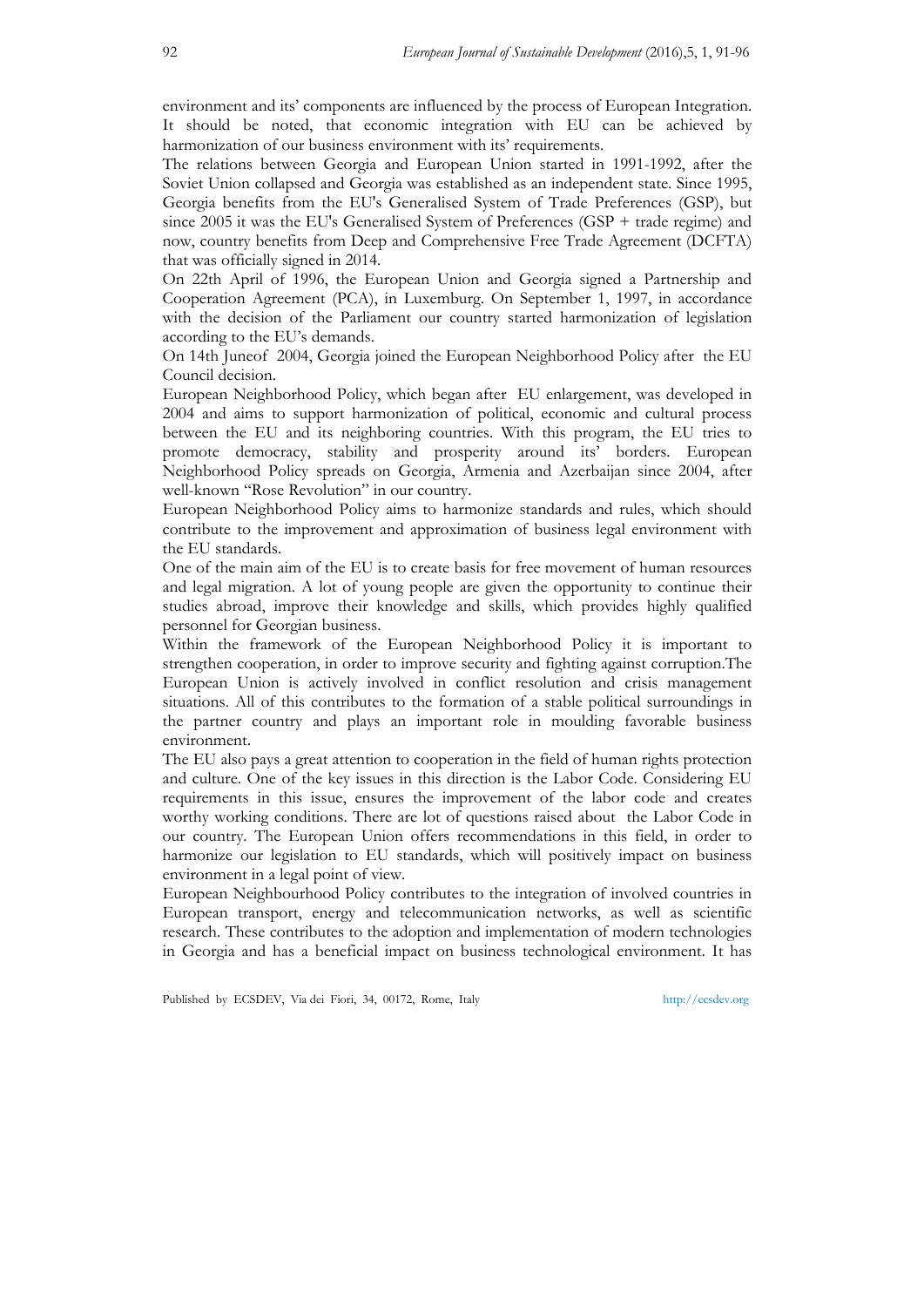environment and its' components are influenced by the process of European Integration. It should be noted, that economic integration with EU can be achieved by harmonization of our business environment with its' requirements.

The relations between Georgia and European Union started in 1991-1992, after the Soviet Union collapsed and Georgia was established as an independent state. Since 1995, Georgia benefits from the EU's Generalised System of Trade Preferences (GSP), but since 2005 it was the EU's Generalised System of Preferences (GSP + trade regime) and now, country benefits from Deep and Comprehensive Free Trade Agreement (DCFTA) that was officially signed in 2014.

On 22th April of 1996, the European Union and Georgia signed a Partnership and Cooperation Agreement (PCA), in Luxemburg. On September 1, 1997, in accordance with the decision of the Parliament our country started harmonization of legislation according to the EU's demands.

On 14th Juneof 2004, Georgia joined the European Neighborhood Policy after the EU Council decision.

European Neighborhood Policy, which began after EU enlargement, was developed in 2004 and aims to support harmonization of political, economic and cultural process between the EU and its neighboring countries. With this program, the EU tries to promote democracy, stability and prosperity around its' borders. European Neighborhood Policy spreads on Georgia, Armenia and Azerbaijan since 2004, after well-known "Rose Revolution" in our country.

European Neighborhood Policy aims to harmonize standards and rules, which should contribute to the improvement and approximation of business legal environment with the EU standards.

One of the main aim of the EU is to create basis for free movement of human resources and legal migration. A lot of young people are given the opportunity to continue their studies abroad, improve their knowledge and skills, which provides highly qualified personnel for Georgian business.

Within the framework of the European Neighborhood Policy it is important to strengthen cooperation, in order to improve security and fighting against corruption.The European Union is actively involved in conflict resolution and crisis management situations. All of this contributes to the formation of a stable political surroundings in the partner country and plays an important role in moulding favorable business environment.

The EU also pays a great attention to cooperation in the field of human rights protection and culture. One of the key issues in this direction is the Labor Code. Considering EU requirements in this issue, ensures the improvement of the labor code and creates worthy working conditions. There are lot of questions raised about the Labor Code in our country. The European Union offers recommendations in this field, in order to harmonize our legislation to EU standards, which will positively impact on business environment in a legal point of view.

European Neighbourhood Policy contributes to the integration of involved countries in European transport, energy and telecommunication networks, as well as scientific research. These contributes to the adoption and implementation of modern technologies in Georgia and has a beneficial impact on business technological environment. It has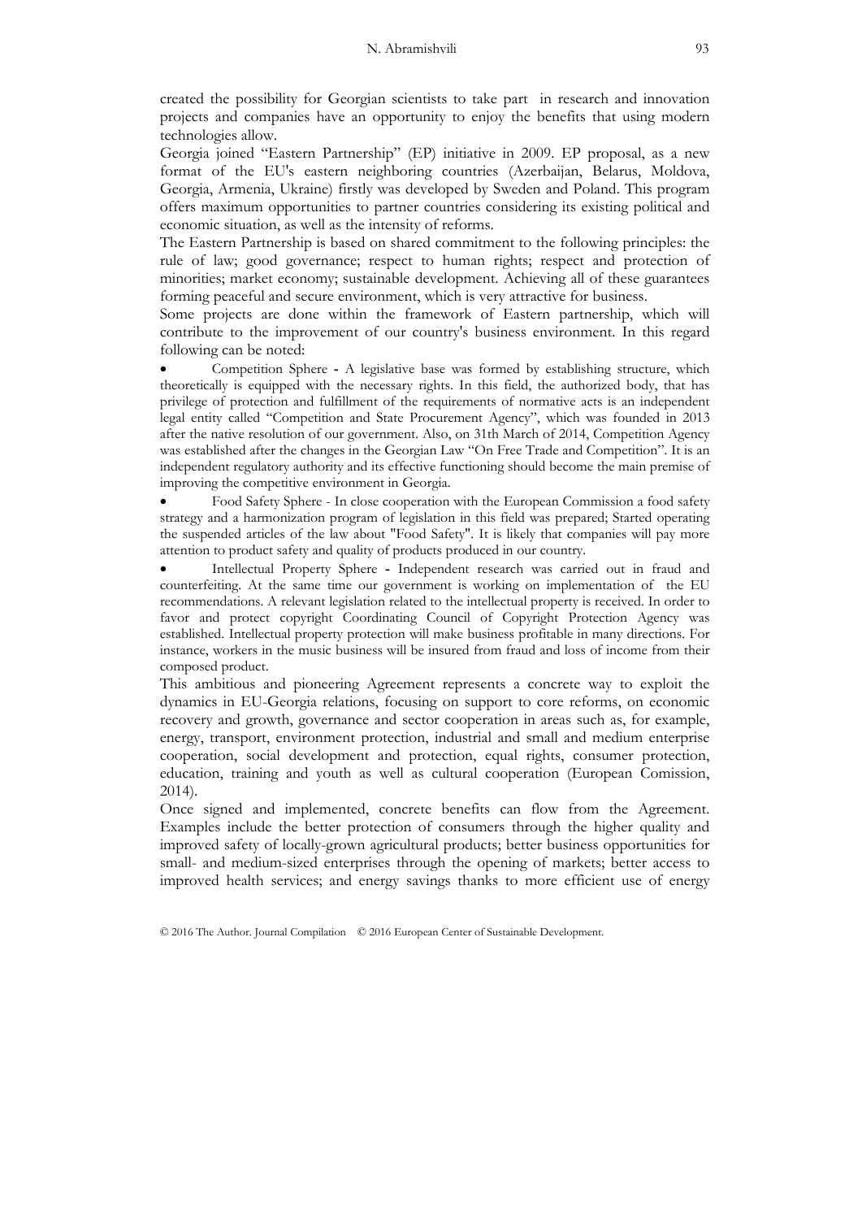created the possibility for Georgian scientists to take part in research and innovation projects and companies have an opportunity to enjoy the benefits that using modern technologies allow.

Georgia joined "Eastern Partnership" (EP) initiative in 2009. EP proposal, as a new format of the EU's eastern neighboring countries (Azerbaijan, Belarus, Moldova, Georgia, Armenia, Ukraine) firstly was developed by Sweden and Poland. This program offers maximum opportunities to partner countries considering its existing political and economic situation, as well as the intensity of reforms.

The Eastern Partnership is based on shared commitment to the following principles: the rule of law; good governance; respect to human rights; respect and protection of minorities; market economy; sustainable development. Achieving all of these guarantees forming peaceful and secure environment, which is very attractive for business.

Some projects are done within the framework of Eastern partnership, which will contribute to the improvement of our country's business environment. In this regard following can be noted:

- Competition Sphere - A legislative base was formed by establishing structure, which theoretically is equipped with the necessary rights. In this field, the authorized body, that has privilege of protection and fulfillment of the requirements of normative acts is an independent legal entity called "Competition and State Procurement Agency", which was founded in 2013 after the native resolution of our government. Also, on 31th March of 2014, Competition Agency was established after the changes in the Georgian Law "On Free Trade and Competition". It is an independent regulatory authority and its effective functioning should become the main premise of improving the competitive environment in Georgia.
- Food Safety Sphere - In close cooperation with the European Commission a food safety strategy and a harmonization program of legislation in this field was prepared; Started operating the suspended articles of the law about "Food Safety". It is likely that companies will pay more attention to product safety and quality of products produced in our country.
- Intellectual Property Sphere - Independent research was carried out in fraud and counterfeiting. At the same time our government is working on implementation of the EU recommendations. A relevant legislation related to the intellectual property is received. In order to favor and protect copyright Coordinating Council of Copyright Protection Agency was established. Intellectual property protection will make business profitable in many directions. For instance, workers in the music business will be insured from fraud and loss of income from their composed product.

This ambitious and pioneering Agreement represents a concrete way to exploit the dynamics in EU-Georgia relations, focusing on support to core reforms, on economic recovery and growth, governance and sector cooperation in areas such as, for example, energy, transport, environment protection, industrial and small and medium enterprise cooperation, social development and protection, equal rights, consumer protection, education, training and youth as well as cultural cooperation (European Comission, 2014).

Once signed and implemented, concrete benefits can flow from the Agreement. Examples include the better protection of consumers through the higher quality and improved safety of locally-grown agricultural products; better business opportunities for small- and medium-sized enterprises through the opening of markets; better access to improved health services; and energy savings thanks to more efficient use of energy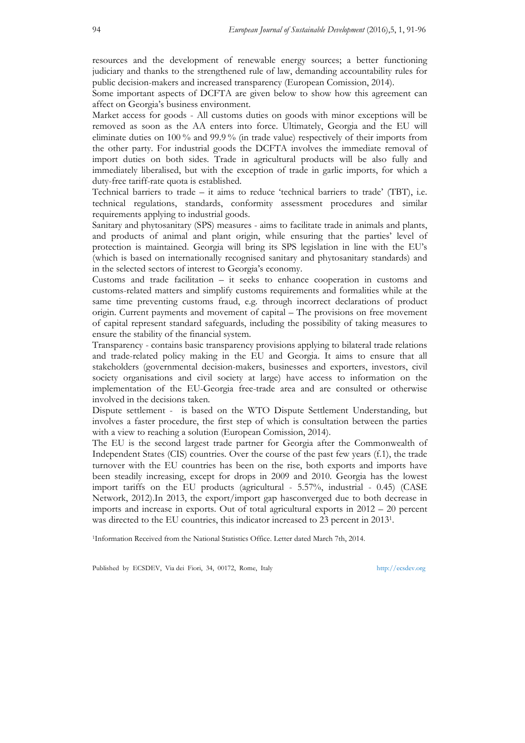resources and the development of renewable energy sources; a better functioning judiciary and thanks to the strengthened rule of law, demanding accountability rules for public decision-makers and increased transparency (European Comission, 2014).

Some important aspects of DCFTA are given below to show how this agreement can affect on Georgia's business environment.

Market access for goods - All customs duties on goods with minor exceptions will be removed as soon as the AA enters into force. Ultimately, Georgia and the EU will eliminate duties on 100 % and 99.9 % (in trade value) respectively of their imports from the other party. For industrial goods the DCFTA involves the immediate removal of import duties on both sides. Trade in agricultural products will be also fully and immediately liberalised, but with the exception of trade in garlic imports, for which a duty-free tariff-rate quota is established.

Technical barriers to trade – it aims to reduce 'technical barriers to trade' (TBT), i.e. technical regulations, standards, conformity assessment procedures and similar requirements applying to industrial goods.

Sanitary and phytosanitary (SPS) measures - aims to facilitate trade in animals and plants, and products of animal and plant origin, while ensuring that the parties' level of protection is maintained. Georgia will bring its SPS legislation in line with the EU's (which is based on internationally recognised sanitary and phytosanitary standards) and in the selected sectors of interest to Georgia's economy.

Customs and trade facilitation – it seeks to enhance cooperation in customs and customs-related matters and simplify customs requirements and formalities while at the same time preventing customs fraud, e.g. through incorrect declarations of product origin. Current payments and movement of capital – The provisions on free movement of capital represent standard safeguards, including the possibility of taking measures to ensure the stability of the financial system.

Transparency - contains basic transparency provisions applying to bilateral trade relations and trade-related policy making in the EU and Georgia. It aims to ensure that all stakeholders (governmental decision-makers, businesses and exporters, investors, civil society organisations and civil society at large) have access to information on the implementation of the EU-Georgia free-trade area and are consulted or otherwise involved in the decisions taken.

Dispute settlement - is based on the WTO Dispute Settlement Understanding, but involves a faster procedure, the first step of which is consultation between the parties with a view to reaching a solution (European Comission, 2014).

The EU is the second largest trade partner for Georgia after the Commonwealth of Independent States (CIS) countries. Over the course of the past few years (f.1), the trade turnover with the EU countries has been on the rise, both exports and imports have been steadily increasing, except for drops in 2009 and 2010. Georgia has the lowest import tariffs on the EU products (agricultural - 5.57%, industrial - 0.45) (CASE Network, 2012).In 2013, the export/import gap hasconverged due to both decrease in imports and increase in exports. Out of total agricultural exports in 2012 – 20 percent was directed to the EU countries, this indicator increased to 23 percent in 2013[1].

[1]Information Received from the National Statistics Office. Letter dated March 7th, 2014.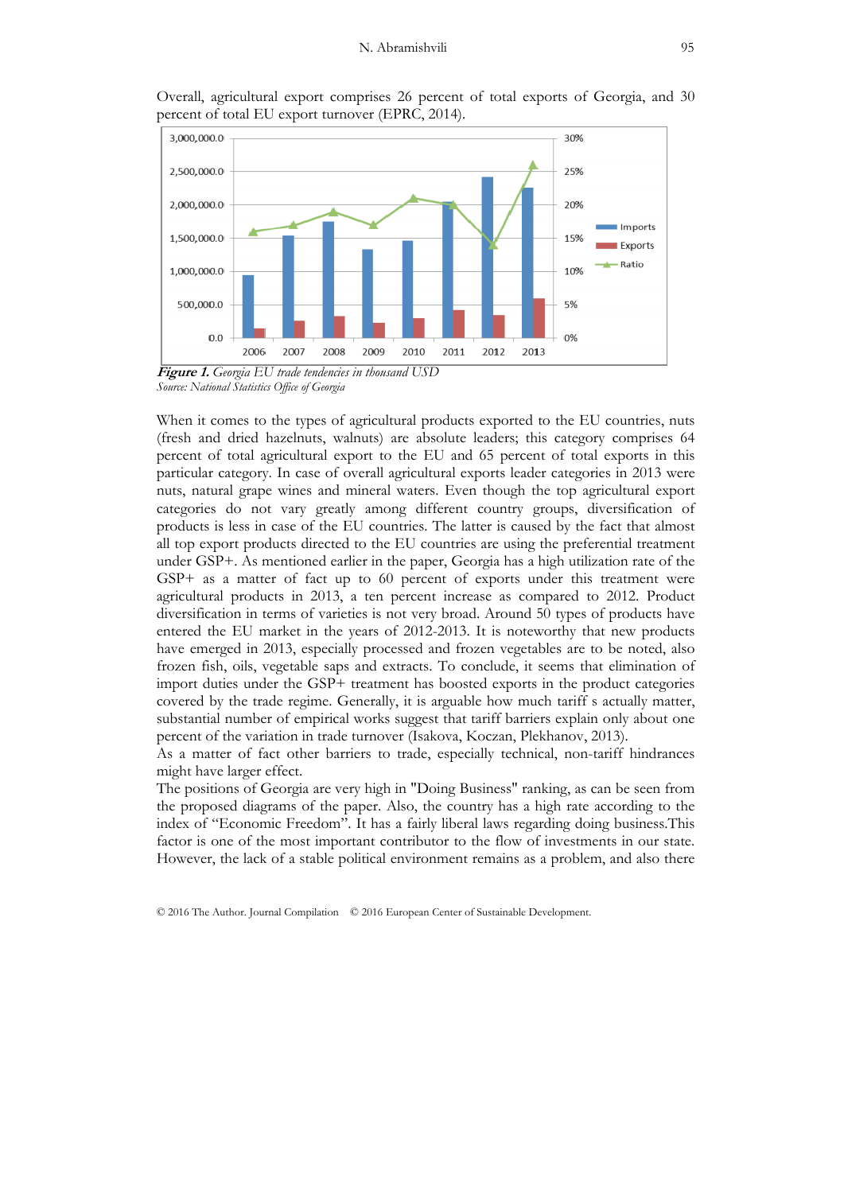Overall, agricultural export comprises 26 percent of total exports of Georgia, and 30 percent of total EU export turnover (EPRC, 2014).

***Figure 1.*** *Georgia EU trade tendencies in thousand USD*
*Source: National Statistics Office of Georgia*

When it comes to the types of agricultural products exported to the EU countries, nuts (fresh and dried hazelnuts, walnuts) are absolute leaders; this category comprises 64 percent of total agricultural export to the EU and 65 percent of total exports in this particular category. In case of overall agricultural exports leader categories in 2013 were nuts, natural grape wines and mineral waters. Even though the top agricultural export categories do not vary greatly among different country groups, diversification of products is less in case of the EU countries. The latter is caused by the fact that almost all top export products directed to the EU countries are using the preferential treatment under GSP+. As mentioned earlier in the paper, Georgia has a high utilization rate of the GSP+ as a matter of fact up to 60 percent of exports under this treatment were agricultural products in 2013, a ten percent increase as compared to 2012. Product diversification in terms of varieties is not very broad. Around 50 types of products have entered the EU market in the years of 2012-2013. It is noteworthy that new products have emerged in 2013, especially processed and frozen vegetables are to be noted, also frozen fish, oils, vegetable saps and extracts. To conclude, it seems that elimination of import duties under the GSP+ treatment has boosted exports in the product categories covered by the trade regime. Generally, it is arguable how much tariff s actually matter, substantial number of empirical works suggest that tariff barriers explain only about one percent of the variation in trade turnover (Isakova, Koczan, Plekhanov, 2013).
As a matter of fact other barriers to trade, especially technical, non-tariff hindrances might have larger effect.
The positions of Georgia are very high in "Doing Business" ranking, as can be seen from the proposed diagrams of the paper. Also, the country has a high rate according to the index of "Economic Freedom". It has a fairly liberal laws regarding doing business.This factor is one of the most important contributor to the flow of investments in our state. However, the lack of a stable political environment remains as a problem, and also there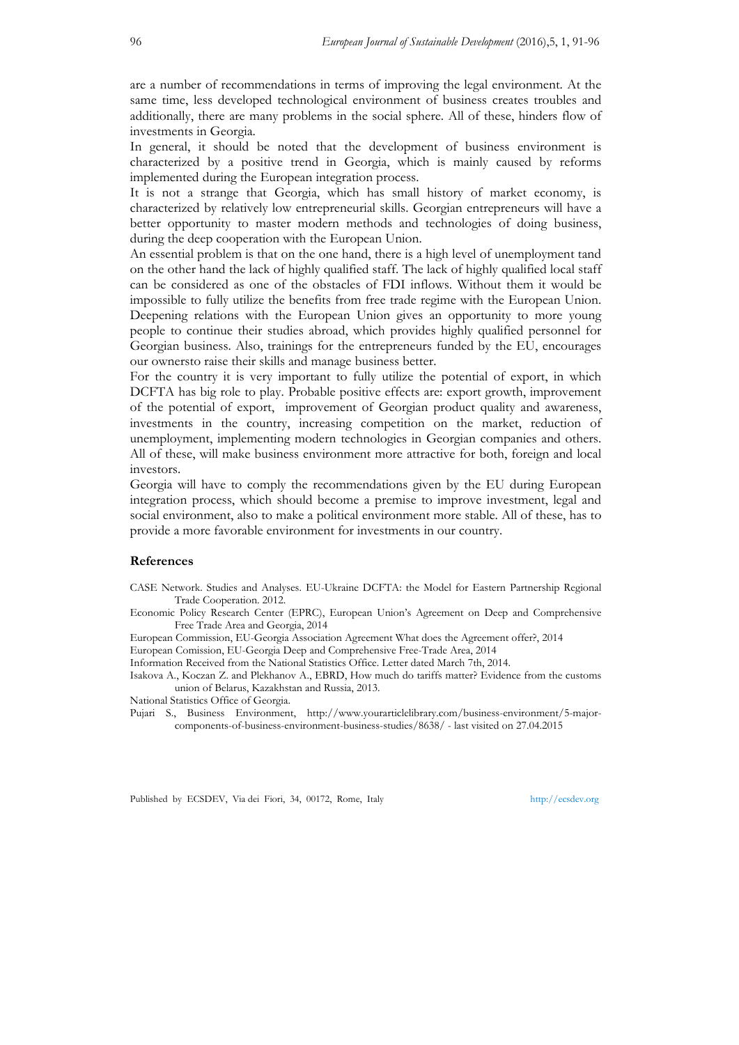are a number of recommendations in terms of improving the legal environment. At the same time, less developed technological environment of business creates troubles and additionally, there are many problems in the social sphere. All of these, hinders flow of investments in Georgia.

In general, it should be noted that the development of business environment is characterized by a positive trend in Georgia, which is mainly caused by reforms implemented during the European integration process.

It is not a strange that Georgia, which has small history of market economy, is characterized by relatively low entrepreneurial skills. Georgian entrepreneurs will have a better opportunity to master modern methods and technologies of doing business, during the deep cooperation with the European Union.

An essential problem is that on the one hand, there is a high level of unemployment tand on the other hand the lack of highly qualified staff. The lack of highly qualified local staff can be considered as one of the obstacles of FDI inflows. Without them it would be impossible to fully utilize the benefits from free trade regime with the European Union. Deepening relations with the European Union gives an opportunity to more young people to continue their studies abroad, which provides highly qualified personnel for Georgian business. Also, trainings for the entrepreneurs funded by the EU, encourages our ownersto raise their skills and manage business better.

For the country it is very important to fully utilize the potential of export, in which DCFTA has big role to play. Probable positive effects are: export growth, improvement of the potential of export, improvement of Georgian product quality and awareness, investments in the country, increasing competition on the market, reduction of unemployment, implementing modern technologies in Georgian companies and others. All of these, will make business environment more attractive for both, foreign and local investors.

Georgia will have to comply the recommendations given by the EU during European integration process, which should become a premise to improve investment, legal and social environment, also to make a political environment more stable. All of these, has to provide a more favorable environment for investments in our country.

## References

CASE Network. Studies and Analyses. EU-Ukraine DCFTA: the Model for Eastern Partnership Regional Trade Cooperation. 2012.

Economic Policy Research Center (EPRC), European Union's Agreement on Deep and Comprehensive Free Trade Area and Georgia, 2014

European Commission, EU-Georgia Association Agreement What does the Agreement offer?, 2014

European Comission, EU-Georgia Deep and Comprehensive Free-Trade Area, 2014

Information Received from the National Statistics Office. Letter dated March 7th, 2014.

Isakova A., Koczan Z. and Plekhanov A., EBRD, How much do tariffs matter? Evidence from the customs union of Belarus, Kazakhstan and Russia, 2013.

National Statistics Office of Georgia.

Pujari S., Business Environment, http://www.yourarticlelibrary.com/business-environment/5-major-components-of-business-environment-business-studies/8638/ - last visited on 27.04.2015